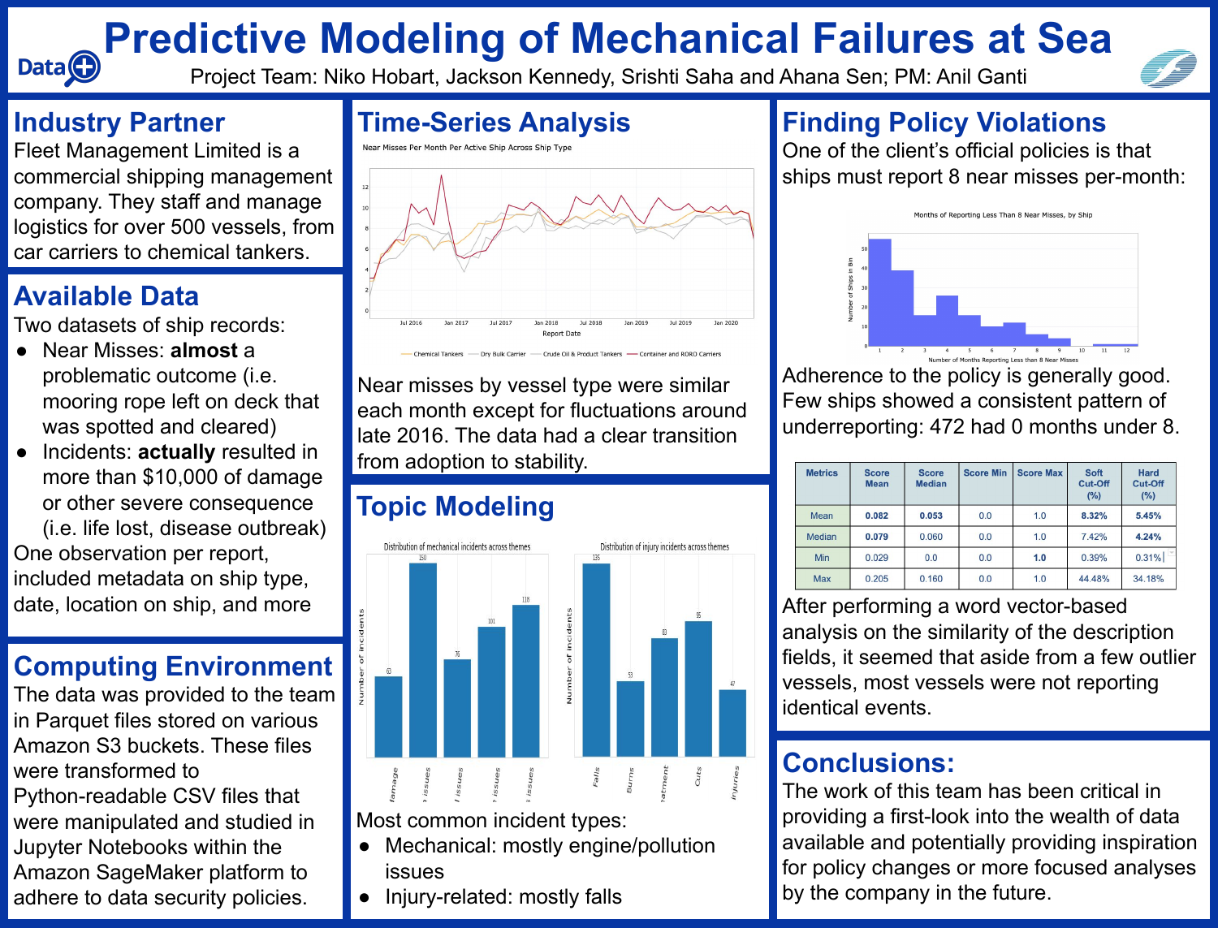# Predictive Modeling of Mechanical Failures at Sea

Project Team: Niko Hobart, Jackson Kennedy, Srishti Saha and Ahana Sen; PM: Anil Ganti

## Industry Partner

Fleet Management Limited is a commercial shipping management company. They staff and manage logistics for over 500 vessels, from car carriers to chemical tankers.

## Available Data

Two datasets of ship records:

- Near Misses: **almost** a problematic outcome (i.e. mooring rope left on deck that was spotted and cleared)
- Incidents: **actually** resulted in more than $10,000 of damage or other severe consequence (i.e. life lost, disease outbreak)

One observation per report, included metadata on ship type, date, location on ship, and more

## Computing Environment

The data was provided to the team in Parquet files stored on various Amazon S3 buckets. These files were transformed to Python-readable CSV files that were manipulated and studied in Jupyter Notebooks within the Amazon SageMaker platform to adhere to data security policies.

## Time-Series Analysis

Near Misses Per Month Per Active Ship Across Ship Type

Near misses by vessel type were similar each month except for fluctuations around late 2016. The data had a clear transition from adoption to stability.

## Topic Modeling

Most common incident types:

- Mechanical: mostly engine/pollution issues
- Injury-related: mostly falls

## Finding Policy Violations

One of the client's official policies is that ships must report 8 near misses per-month:

Months of Reporting Less Than 8 Near Misses, by Ship

Adherence to the policy is generally good. Few ships showed a consistent pattern of underreporting: 472 had 0 months under 8.

| Metrics | Score Mean | Score Median | Score Min | Score Max | Soft Cut-Off (%) | Hard Cut-Off (%) |
|---|---|---|---|---|---|---|
| Mean | **0.082** | **0.053** | 0.0 | 1.0 | **8.32%** | **5.45%** |
| Median | **0.079** | 0.060 | 0.0 | 1.0 | 7.42% | **4.24%** |
| Min | 0.029 | 0.0 | 0.0 | **1.0** | 0.39% | 0.31% |
| Max | 0.205 | 0.160 | 0.0 | 1.0 | 44.48% | 34.18% |

After performing a word vector-based analysis on the similarity of the description fields, it seemed that aside from a few outlier vessels, most vessels were not reporting identical events.

## Conclusions:

The work of this team has been critical in providing a first-look into the wealth of data available and potentially providing inspiration for policy changes or more focused analyses by the company in the future.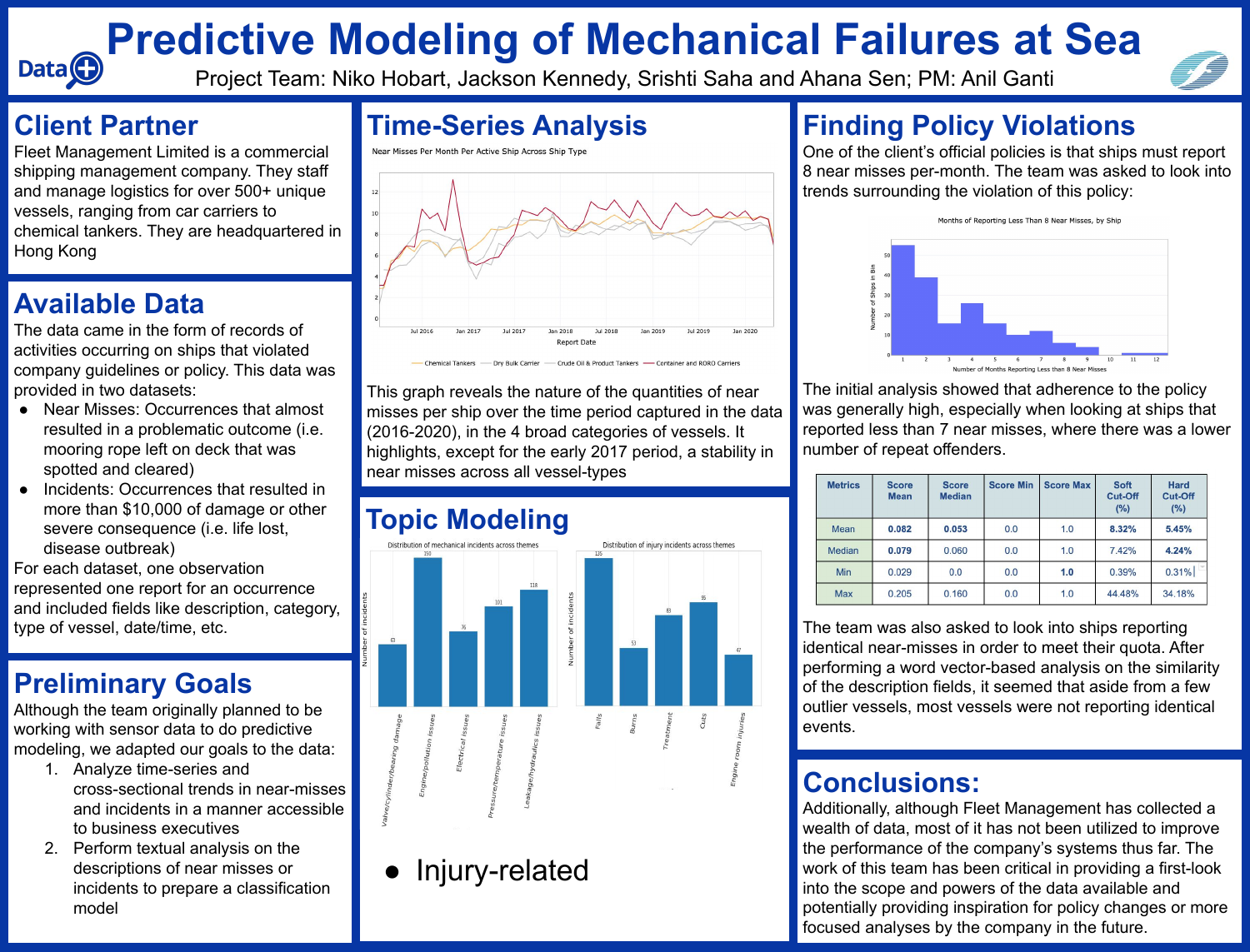# Predictive Modeling of Mechanical Failures at Sea

Project Team: Niko Hobart, Jackson Kennedy, Srishti Saha and Ahana Sen; PM: Anil Ganti

## Client Partner

Fleet Management Limited is a commercial shipping management company. They staff and manage logistics for over 500+ unique vessels, ranging from car carriers to chemical tankers. They are headquartered in Hong Kong

## Available Data

The data came in the form of records of activities occurring on ships that violated company guidelines or policy. This data was provided in two datasets:

- Near Misses: Occurrences that almost resulted in a problematic outcome (i.e. mooring rope left on deck that was spotted and cleared)
- Incidents: Occurrences that resulted in more than $10,000 of damage or other severe consequence (i.e. life lost, disease outbreak)

For each dataset, one observation represented one report for an occurrence and included fields like description, category, type of vessel, date/time, etc.

## Preliminary Goals

Although the team originally planned to be working with sensor data to do predictive modeling, we adapted our goals to the data:

1. Analyze time-series and cross-sectional trends in near-misses and incidents in a manner accessible to business executives
2. Perform textual analysis on the descriptions of near misses or incidents to prepare a classification model

## Time-Series Analysis

Near Misses Per Month Per Active Ship Across Ship Type

0 2 4 6 8 10 12

Jul 2016 Jan 2017 Jul 2017 Jan 2018 Jul 2018 Jan 2019 Jul 2019 Jan 2020

Report Date

Chemical Tankers, Dry Bulk Carrier, Crude Oil & Product Tankers, Container and RORO Carriers

This graph reveals the nature of the quantities of near misses per ship over the time period captured in the data (2016-2020), in the 4 broad categories of vessels. It highlights, except for the early 2017 period, a stability in near misses across all vessel-types

## Topic Modeling

Distribution of mechanical incidents across themes

Number of incidents

63 190 76 101 118

Valve/cylinder/bearing damage, Engine/pollution issues, Electrical issues, Pressure/temperature issues, Leakage/hydraulics issues

Distribution of injury incidents across themes

Number of incidents

135 53 83 95 47

Falls, Burns, Treatment, Cuts, Engine room injuries

- Injury-related

## Finding Policy Violations

One of the client's official policies is that ships must report 8 near misses per-month. The team was asked to look into trends surrounding the violation of this policy:

Months of Reporting Less Than 8 Near Misses, by Ship

Number of Ships in Bin

0 10 20 30 40 50

1 2 3 4 5 6 7 8 9 10 11 12

Number of Months Reporting Less Than 8 Near Misses

The initial analysis showed that adherence to the policy was generally high, especially when looking at ships that reported less than 7 near misses, where there was a lower number of repeat offenders.

| Metrics | Score Mean | Score Median | Score Min | Score Max | Soft Cut-Off (%) | Hard Cut-Off (%) |
|---|---|---|---|---|---|---|
| Mean | **0.082** | **0.053** | 0.0 | 1.0 | **8.32%** | **5.45%** |
| Median | **0.079** | 0.060 | 0.0 | 1.0 | 7.42% | **4.24%** |
| Min | 0.029 | 0.0 | 0.0 | **1.0** | 0.39% | 0.31% |
| Max | 0.205 | 0.160 | 0.0 | 1.0 | 44.48% | 34.18% |

The team was also asked to look into ships reporting identical near-misses in order to meet their quota. After performing a word vector-based analysis on the similarity of the description fields, it seemed that aside from a few outlier vessels, most vessels were not reporting identical events.

## Conclusions:

Additionally, although Fleet Management has collected a wealth of data, most of it has not been utilized to improve the performance of the company's systems thus far. The work of this team has been critical in providing a first-look into the scope and powers of the data available and potentially providing inspiration for policy changes or more focused analyses by the company in the future.